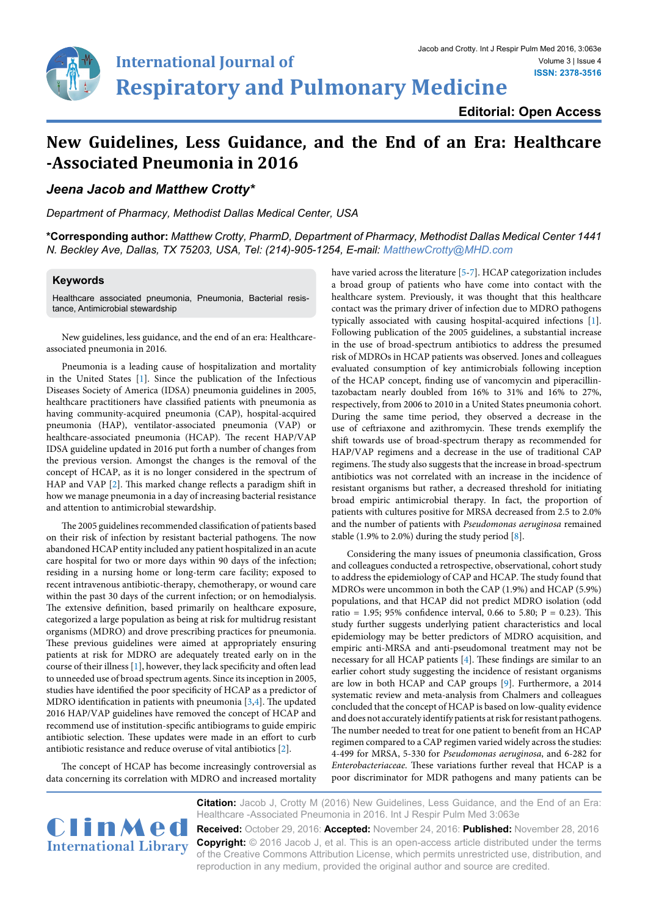# New Guidelines, Less Guidance, and the End of an Era: Healthcare -Associated Pneumonia in 2016

***Jeena Jacob and Matthew Crotty****

*Department of Pharmacy, Methodist Dallas Medical Center, USA*

**\*Corresponding author:** *Matthew Crotty, PharmD, Department of Pharmacy, Methodist Dallas Medical Center 1441 N. Beckley Ave, Dallas, TX 75203, USA, Tel: (214)-905-1254, E-mail: MatthewCrotty@MHD.com*

**Keywords**

Healthcare associated pneumonia, Pneumonia, Bacterial resistance, Antimicrobial stewardship

New guidelines, less guidance, and the end of an era: Healthcare-associated pneumonia in 2016.

Pneumonia is a leading cause of hospitalization and mortality in the United States [1]. Since the publication of the Infectious Diseases Society of America (IDSA) pneumonia guidelines in 2005, healthcare practitioners have classified patients with pneumonia as having community-acquired pneumonia (CAP), hospital-acquired pneumonia (HAP), ventilator-associated pneumonia (VAP) or healthcare-associated pneumonia (HCAP). The recent HAP/VAP IDSA guideline updated in 2016 put forth a number of changes from the previous version. Amongst the changes is the removal of the concept of HCAP, as it is no longer considered in the spectrum of HAP and VAP [2]. This marked change reflects a paradigm shift in how we manage pneumonia in a day of increasing bacterial resistance and attention to antimicrobial stewardship.

The 2005 guidelines recommended classification of patients based on their risk of infection by resistant bacterial pathogens. The now abandoned HCAP entity included any patient hospitalized in an acute care hospital for two or more days within 90 days of the infection; residing in a nursing home or long-term care facility; exposed to recent intravenous antibiotic-therapy, chemotherapy, or wound care within the past 30 days of the current infection; or on hemodialysis. The extensive definition, based primarily on healthcare exposure, categorized a large population as being at risk for multidrug resistant organisms (MDRO) and drove prescribing practices for pneumonia. These previous guidelines were aimed at appropriately ensuring patients at risk for MDRO are adequately treated early on in the course of their illness [1], however, they lack specificity and often lead to unneeded use of broad spectrum agents. Since its inception in 2005, studies have identified the poor specificity of HCAP as a predictor of MDRO identification in patients with pneumonia [3,4]. The updated 2016 HAP/VAP guidelines have removed the concept of HCAP and recommend use of institution-specific antibiograms to guide empiric antibiotic selection. These updates were made in an effort to curb antibiotic resistance and reduce overuse of vital antibiotics [2].

The concept of HCAP has become increasingly controversial as data concerning its correlation with MDRO and increased mortality have varied across the literature [5-7]. HCAP categorization includes a broad group of patients who have come into contact with the healthcare system. Previously, it was thought that this healthcare contact was the primary driver of infection due to MDRO pathogens typically associated with causing hospital-acquired infections [1]. Following publication of the 2005 guidelines, a substantial increase in the use of broad-spectrum antibiotics to address the presumed risk of MDROs in HCAP patients was observed. Jones and colleagues evaluated consumption of key antimicrobials following inception of the HCAP concept, finding use of vancomycin and piperacillin-tazobactam nearly doubled from 16% to 31% and 16% to 27%, respectively, from 2006 to 2010 in a United States pneumonia cohort. During the same time period, they observed a decrease in the use of ceftriaxone and azithromycin. These trends exemplify the shift towards use of broad-spectrum therapy as recommended for HAP/VAP regimens and a decrease in the use of traditional CAP regimens. The study also suggests that the increase in broad-spectrum antibiotics was not correlated with an increase in the incidence of resistant organisms but rather, a decreased threshold for initiating broad empiric antimicrobial therapy. In fact, the proportion of patients with cultures positive for MRSA decreased from 2.5 to 2.0% and the number of patients with *Pseudomonas aeruginosa* remained stable (1.9% to 2.0%) during the study period [8].

Considering the many issues of pneumonia classification, Gross and colleagues conducted a retrospective, observational, cohort study to address the epidemiology of CAP and HCAP. The study found that MDROs were uncommon in both the CAP (1.9%) and HCAP (5.9%) populations, and that HCAP did not predict MDRO isolation (odd ratio = 1.95; 95% confidence interval, 0.66 to 5.80; P = 0.23). This study further suggests underlying patient characteristics and local epidemiology may be better predictors of MDRO acquisition, and empiric anti-MRSA and anti-pseudomonal treatment may not be necessary for all HCAP patients [4]. These findings are similar to an earlier cohort study suggesting the incidence of resistant organisms are low in both HCAP and CAP groups [9]. Furthermore, a 2014 systematic review and meta-analysis from Chalmers and colleagues concluded that the concept of HCAP is based on low-quality evidence and does not accurately identify patients at risk for resistant pathogens. The number needed to treat for one patient to benefit from an HCAP regimen compared to a CAP regimen varied widely across the studies: 4-499 for MRSA, 5-330 for *Pseudomonas aeruginosa*, and 6-282 for *Enterobacteriaceae*. These variations further reveal that HCAP is a poor discriminator for MDR pathogens and many patients can be

**Citation:** Jacob J, Crotty M (2016) New Guidelines, Less Guidance, and the End of an Era: Healthcare -Associated Pneumonia in 2016. Int J Respir Pulm Med 3:063e

**Received:** October 29, 2016: **Accepted:** November 24, 2016: **Published:** November 28, 2016

**Copyright:** © 2016 Jacob J, et al. This is an open-access article distributed under the terms of the Creative Commons Attribution License, which permits unrestricted use, distribution, and reproduction in any medium, provided the original author and source are credited.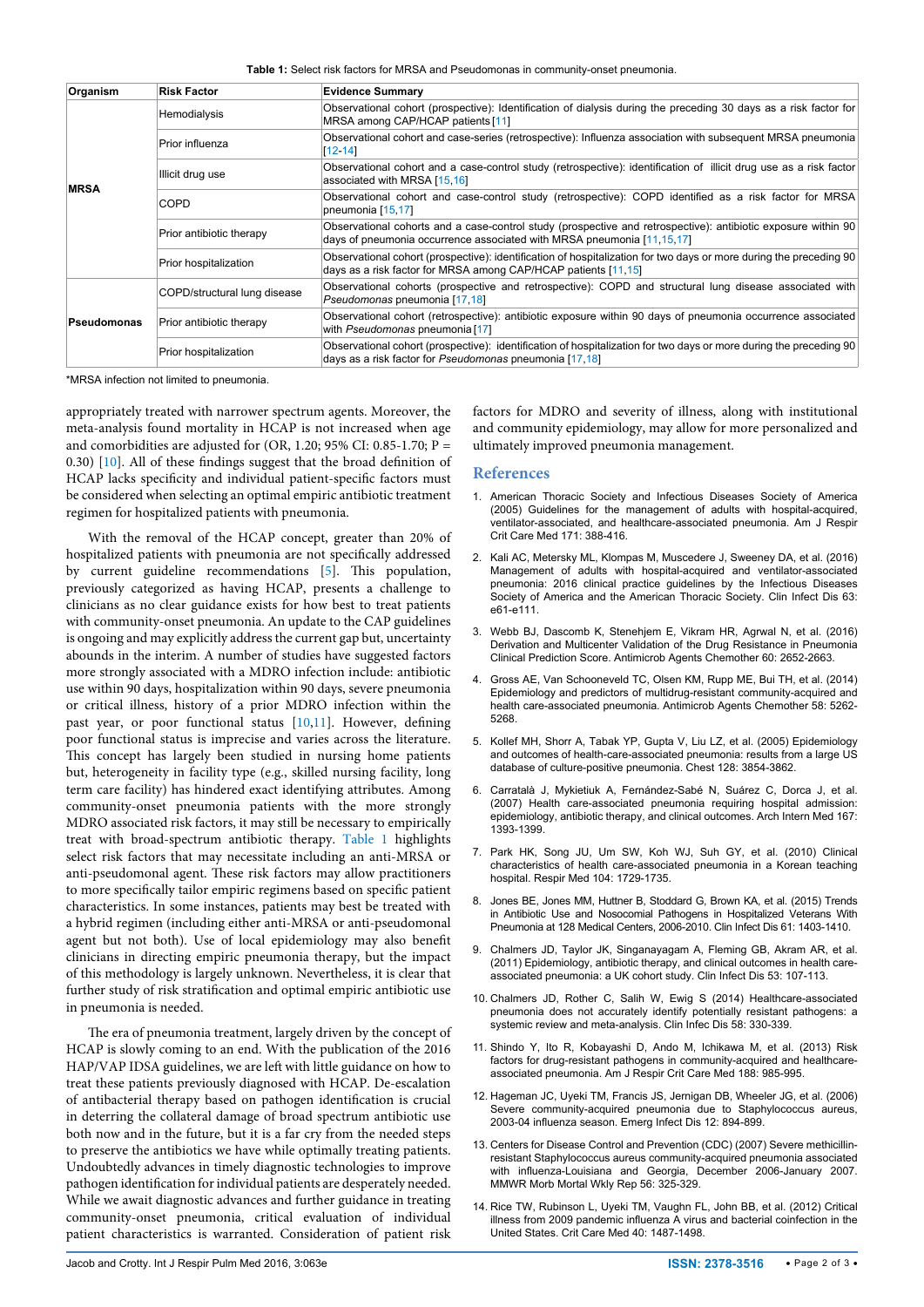**Table 1:** Select risk factors for MRSA and Pseudomonas in community-onset pneumonia.

| Organism | Risk Factor | Evidence Summary |
|---|---|---|
| **MRSA** | Hemodialysis | Observational cohort (prospective): Identification of dialysis during the preceding 30 days as a risk factor for MRSA among CAP/HCAP patients [11] |
| | Prior influenza | Observational cohort and case-series (retrospective): Influenza association with subsequent MRSA pneumonia [12-14] |
| | Illicit drug use | Observational cohort and a case-control study (retrospective): identification of illicit drug use as a risk factor associated with MRSA [15,16] |
| | COPD | Observational cohort and case-control study (retrospective): COPD identified as a risk factor for MRSA pneumonia [15,17] |
| | Prior antibiotic therapy | Observational cohorts and a case-control study (prospective and retrospective): antibiotic exposure within 90 days of pneumonia occurrence associated with MRSA pneumonia [11,15,17] |
| | Prior hospitalization | Observational cohort (prospective): identification of hospitalization for two days or more during the preceding 90 days as a risk factor for MRSA among CAP/HCAP patients [11,15] |
| **Pseudomonas** | COPD/structural lung disease | Observational cohorts (prospective and retrospective): COPD and structural lung disease associated with *Pseudomonas* pneumonia [17,18] |
| | Prior antibiotic therapy | Observational cohort (retrospective): antibiotic exposure within 90 days of pneumonia occurrence associated with *Pseudomonas* pneumonia [17] |
| | Prior hospitalization | Observational cohort (prospective): identification of hospitalization for two days or more during the preceding 90 days as a risk factor for *Pseudomonas* pneumonia [17,18] |

*MRSA infection not limited to pneumonia.

appropriately treated with narrower spectrum agents. Moreover, the meta-analysis found mortality in HCAP is not increased when age and comorbidities are adjusted for (OR, 1.20; 95% CI: 0.85-1.70; P = 0.30) [10]. All of these findings suggest that the broad definition of HCAP lacks specificity and individual patient-specific factors must be considered when selecting an optimal empiric antibiotic treatment regimen for hospitalized patients with pneumonia.

With the removal of the HCAP concept, greater than 20% of hospitalized patients with pneumonia are not specifically addressed by current guideline recommendations [5]. This population, previously categorized as having HCAP, presents a challenge to clinicians as no clear guidance exists for how best to treat patients with community-onset pneumonia. An update to the CAP guidelines is ongoing and may explicitly address the current gap but, uncertainty abounds in the interim. A number of studies have suggested factors more strongly associated with a MDRO infection include: antibiotic use within 90 days, hospitalization within 90 days, severe pneumonia or critical illness, history of a prior MDRO infection within the past year, or poor functional status [10,11]. However, defining poor functional status is imprecise and varies across the literature. This concept has largely been studied in nursing home patients but, heterogeneity in facility type (e.g., skilled nursing facility, long term care facility) has hindered exact identifying attributes. Among community-onset pneumonia patients with the more strongly MDRO associated risk factors, it may still be necessary to empirically treat with broad-spectrum antibiotic therapy. Table 1 highlights select risk factors that may necessitate including an anti-MRSA or anti-pseudomonal agent. These risk factors may allow practitioners to more specifically tailor empiric regimens based on specific patient characteristics. In some instances, patients may best be treated with a hybrid regimen (including either anti-MRSA or anti-pseudomonal agent but not both). Use of local epidemiology may also benefit clinicians in directing empiric pneumonia therapy, but the impact of this methodology is largely unknown. Nevertheless, it is clear that further study of risk stratification and optimal empiric antibiotic use in pneumonia is needed.

The era of pneumonia treatment, largely driven by the concept of HCAP is slowly coming to an end. With the publication of the 2016 HAP/VAP IDSA guidelines, we are left with little guidance on how to treat these patients previously diagnosed with HCAP. De-escalation of antibacterial therapy based on pathogen identification is crucial in deterring the collateral damage of broad spectrum antibiotic use both now and in the future, but it is a far cry from the needed steps to preserve the antibiotics we have while optimally treating patients. Undoubtedly advances in timely diagnostic technologies to improve pathogen identification for individual patients are desperately needed. While we await diagnostic advances and further guidance in treating community-onset pneumonia, critical evaluation of individual patient characteristics is warranted. Consideration of patient risk factors for MDRO and severity of illness, along with institutional and community epidemiology, may allow for more personalized and ultimately improved pneumonia management.

## References

1. American Thoracic Society and Infectious Diseases Society of America (2005) Guidelines for the management of adults with hospital-acquired, ventilator-associated, and healthcare-associated pneumonia. Am J Respir Crit Care Med 171: 388-416.
2. Kali AC, Metersky ML, Klompas M, Muscedere J, Sweeney DA, et al. (2016) Management of adults with hospital-acquired and ventilator-associated pneumonia: 2016 clinical practice guidelines by the Infectious Diseases Society of America and the American Thoracic Society. Clin Infect Dis 63: e61-e111.
3. Webb BJ, Dascomb K, Stenehjem E, Vikram HR, Agrwal N, et al. (2016) Derivation and Multicenter Validation of the Drug Resistance in Pneumonia Clinical Prediction Score. Antimicrob Agents Chemother 60: 2652-2663.
4. Gross AE, Van Schooneveld TC, Olsen KM, Rupp ME, Bui TH, et al. (2014) Epidemiology and predictors of multidrug-resistant community-acquired and health care-associated pneumonia. Antimicrob Agents Chemother 58: 5262-5268.
5. Kollef MH, Shorr A, Tabak YP, Gupta V, Liu LZ, et al. (2005) Epidemiology and outcomes of health-care-associated pneumonia: results from a large US database of culture-positive pneumonia. Chest 128: 3854-3862.
6. Carratalà J, Mykietiuk A, Fernández-Sabé N, Suárez C, Dorca J, et al. (2007) Health care-associated pneumonia requiring hospital admission: epidemiology, antibiotic therapy, and clinical outcomes. Arch Intern Med 167: 1393-1399.
7. Park HK, Song JU, Um SW, Koh WJ, Suh GY, et al. (2010) Clinical characteristics of health care-associated pneumonia in a Korean teaching hospital. Respir Med 104: 1729-1735.
8. Jones BE, Jones MM, Huttner B, Stoddard G, Brown KA, et al. (2015) Trends in Antibiotic Use and Nosocomial Pathogens in Hospitalized Veterans With Pneumonia at 128 Medical Centers, 2006-2010. Clin Infect Dis 61: 1403-1410.
9. Chalmers JD, Taylor JK, Singanayagam A, Fleming GB, Akram AR, et al. (2011) Epidemiology, antibiotic therapy, and clinical outcomes in health care-associated pneumonia: a UK cohort study. Clin Infect Dis 53: 107-113.
10. Chalmers JD, Rother C, Salih W, Ewig S (2014) Healthcare-associated pneumonia does not accurately identify potentially resistant pathogens: a systemic review and meta-analysis. Clin Infec Dis 58: 330-339.
11. Shindo Y, Ito R, Kobayashi D, Ando M, Ichikawa M, et al. (2013) Risk factors for drug-resistant pathogens in community-acquired and healthcare-associated pneumonia. Am J Respir Crit Care Med 188: 985-995.
12. Hageman JC, Uyeki TM, Francis JS, Jernigan DB, Wheeler JG, et al. (2006) Severe community-acquired pneumonia due to Staphylococcus aureus, 2003-04 influenza season. Emerg Infect Dis 12: 894-899.
13. Centers for Disease Control and Prevention (CDC) (2007) Severe methicillin-resistant Staphylococcus aureus community-acquired pneumonia associated with influenza-Louisiana and Georgia, December 2006-January 2007. MMWR Morb Mortal Wkly Rep 56: 325-329.
14. Rice TW, Rubinson L, Uyeki TM, Vaughn FL, John BB, et al. (2012) Critical illness from 2009 pandemic influenza A virus and bacterial coinfection in the United States. Crit Care Med 40: 1487-1498.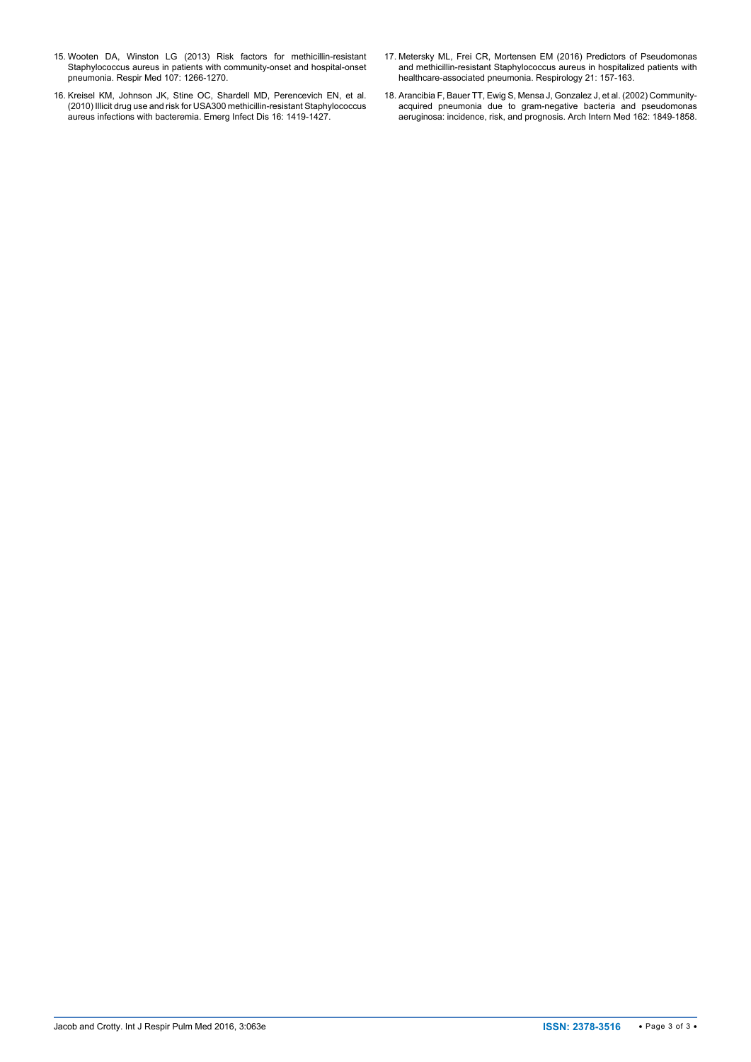15. Wooten DA, Winston LG (2013) Risk factors for methicillin-resistant Staphylococcus aureus in patients with community-onset and hospital-onset pneumonia. Respir Med 107: 1266-1270.
16. Kreisel KM, Johnson JK, Stine OC, Shardell MD, Perencevich EN, et al. (2010) Illicit drug use and risk for USA300 methicillin-resistant Staphylococcus aureus infections with bacteremia. Emerg Infect Dis 16: 1419-1427.
17. Metersky ML, Frei CR, Mortensen EM (2016) Predictors of Pseudomonas and methicillin-resistant Staphylococcus aureus in hospitalized patients with healthcare-associated pneumonia. Respirology 21: 157-163.
18. Arancibia F, Bauer TT, Ewig S, Mensa J, Gonzalez J, et al. (2002) Community-acquired pneumonia due to gram-negative bacteria and pseudomonas aeruginosa: incidence, risk, and prognosis. Arch Intern Med 162: 1849-1858.